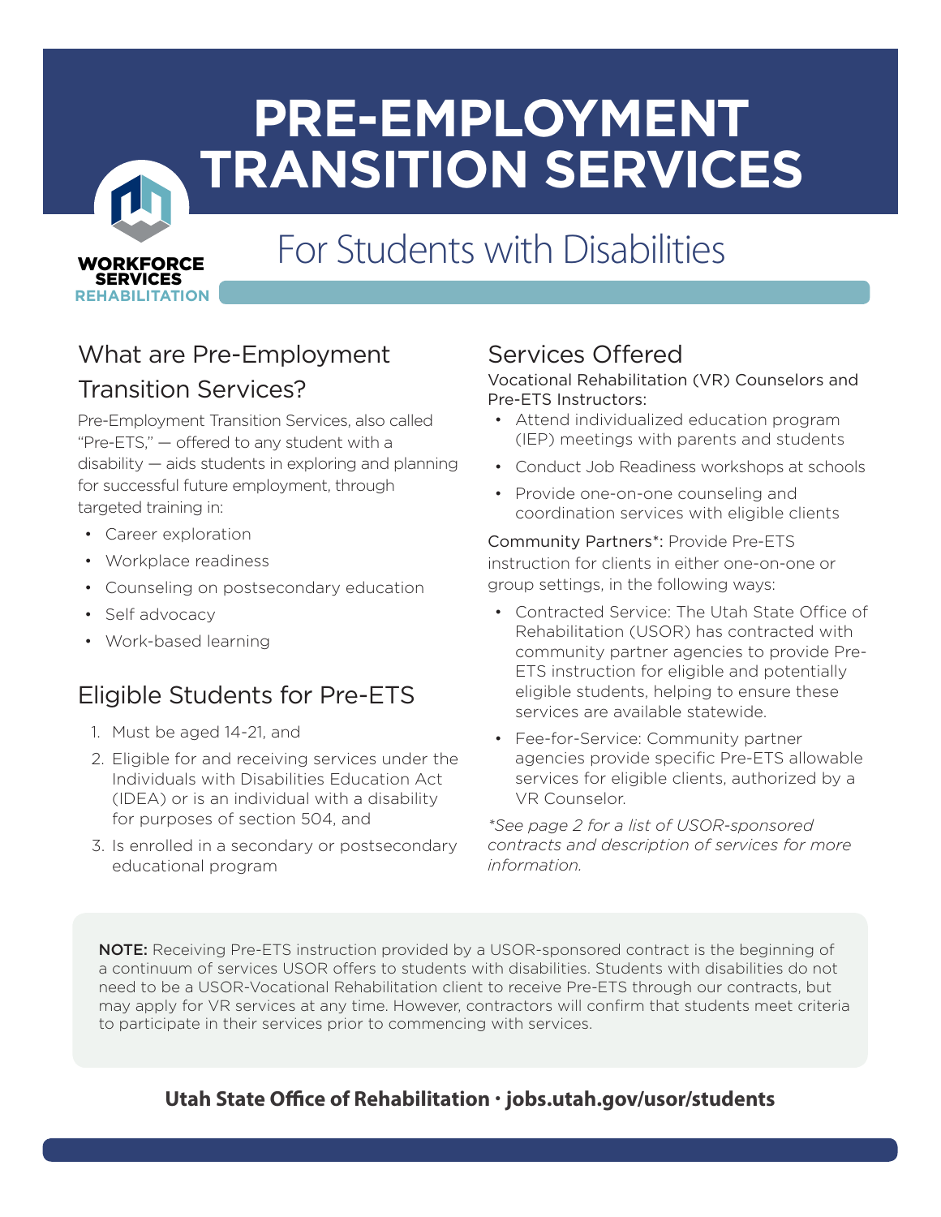# PRE-EMPLOYMENT TRANSITION SERVICES

WORKFORCE SERVICES REHABILITATION

## For Students with Disabilities

## What are Pre-Employment Transition Services?

Pre-Employment Transition Services, also called "Pre-ETS," — offered to any student with a disability — aids students in exploring and planning for successful future employment, through targeted training in:

- Career exploration
- Workplace readiness
- Counseling on postsecondary education
- Self advocacy
- Work-based learning

## Eligible Students for Pre-ETS

1. Must be aged 14-21, and
2. Eligible for and receiving services under the Individuals with Disabilities Education Act (IDEA) or is an individual with a disability for purposes of section 504, and
3. Is enrolled in a secondary or postsecondary educational program

## Services Offered

Vocational Rehabilitation (VR) Counselors and Pre-ETS Instructors:

- Attend individualized education program (IEP) meetings with parents and students
- Conduct Job Readiness workshops at schools
- Provide one-on-one counseling and coordination services with eligible clients

Community Partners*: Provide Pre-ETS instruction for clients in either one-on-one or group settings, in the following ways:

- Contracted Service: The Utah State Office of Rehabilitation (USOR) has contracted with community partner agencies to provide Pre-ETS instruction for eligible and potentially eligible students, helping to ensure these services are available statewide.
- Fee-for-Service: Community partner agencies provide specific Pre-ETS allowable services for eligible clients, authorized by a VR Counselor.

*\*See page 2 for a list of USOR-sponsored contracts and description of services for more information.*

**NOTE:** Receiving Pre-ETS instruction provided by a USOR-sponsored contract is the beginning of a continuum of services USOR offers to students with disabilities. Students with disabilities do not need to be a USOR-Vocational Rehabilitation client to receive Pre-ETS through our contracts, but may apply for VR services at any time. However, contractors will confirm that students meet criteria to participate in their services prior to commencing with services.

**Utah State Office of Rehabilitation · jobs.utah.gov/usor/students**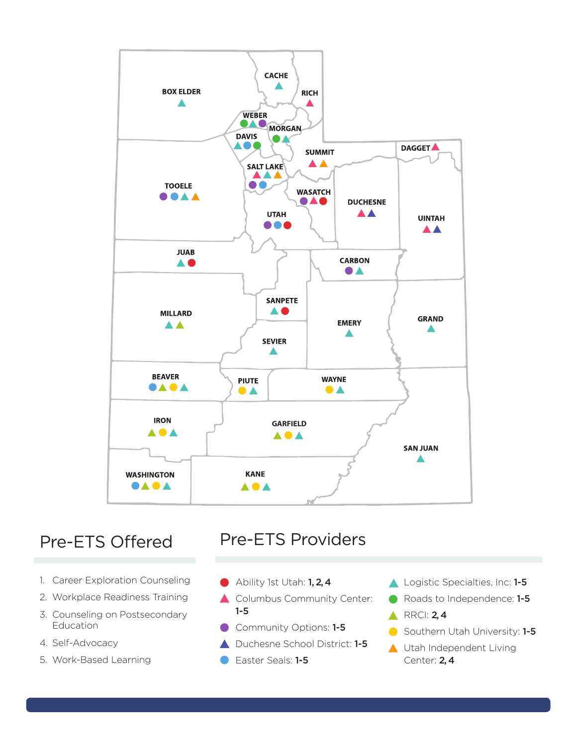BOX ELDER

CACHE

RICH

WEBER

MORGAN

DAVIS

SUMMIT

DAGGET

SALT LAKE

TOOELE

WASATCH

DUCHESNE

UINTAH

UTAH

JUAB

CARBON

SANPETE

MILLARD

EMERY

GRAND

SEVIER

BEAVER

PIUTE

WAYNE

IRON

GARFIELD

SAN JUAN

WASHINGTON

KANE

## Pre-ETS Offered

1. Career Exploration Counseling
2. Workplace Readiness Training
3. Counseling on Postsecondary Education
4. Self-Advocacy
5. Work-Based Learning

## Pre-ETS Providers

- Ability 1st Utah: **1, 2, 4**
- Columbus Community Center: **1-5**
- Community Options: **1-5**
- Duchesne School District: **1-5**
- Easter Seals: **1-5**
- Logistic Specialties, Inc: **1-5**
- Roads to Independence: **1-5**
- RRCI: **2, 4**
- Southern Utah University: **1-5**
- Utah Independent Living Center: **2, 4**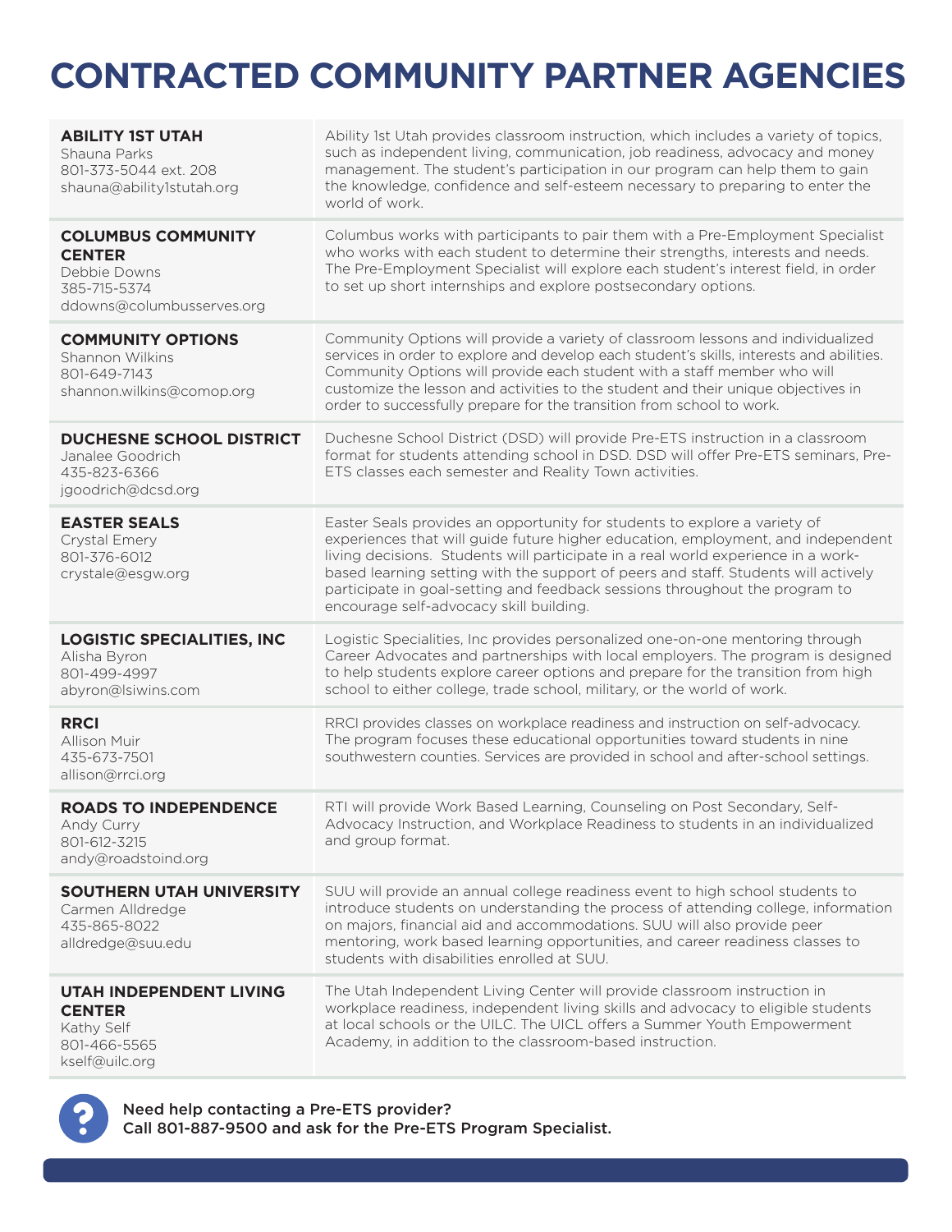# CONTRACTED COMMUNITY PARTNER AGENCIES

| Agency | Description |
|---|---|
| **ABILITY 1ST UTAH**<br>Shauna Parks<br>801-373-5044 ext. 208<br>shauna@ability1stutah.org | Ability 1st Utah provides classroom instruction, which includes a variety of topics, such as independent living, communication, job readiness, advocacy and money management. The student's participation in our program can help them to gain the knowledge, confidence and self-esteem necessary to preparing to enter the world of work. |
| **COLUMBUS COMMUNITY CENTER**<br>Debbie Downs<br>385-715-5374<br>ddowns@columbusserves.org | Columbus works with participants to pair them with a Pre-Employment Specialist who works with each student to determine their strengths, interests and needs. The Pre-Employment Specialist will explore each student's interest field, in order to set up short internships and explore postsecondary options. |
| **COMMUNITY OPTIONS**<br>Shannon Wilkins<br>801-649-7143<br>shannon.wilkins@comop.org | Community Options will provide a variety of classroom lessons and individualized services in order to explore and develop each student's skills, interests and abilities. Community Options will provide each student with a staff member who will customize the lesson and activities to the student and their unique objectives in order to successfully prepare for the transition from school to work. |
| **DUCHESNE SCHOOL DISTRICT**<br>Janalee Goodrich<br>435-823-6366<br>jgoodrich@dcsd.org | Duchesne School District (DSD) will provide Pre-ETS instruction in a classroom format for students attending school in DSD. DSD will offer Pre-ETS seminars, Pre-ETS classes each semester and Reality Town activities. |
| **EASTER SEALS**<br>Crystal Emery<br>801-376-6012<br>crystale@esgw.org | Easter Seals provides an opportunity for students to explore a variety of experiences that will guide future higher education, employment, and independent living decisions. Students will participate in a real world experience in a work-based learning setting with the support of peers and staff. Students will actively participate in goal-setting and feedback sessions throughout the program to encourage self-advocacy skill building. |
| **LOGISTIC SPECIALITIES, INC**<br>Alisha Byron<br>801-499-4997<br>abyron@lsiwins.com | Logistic Specialities, Inc provides personalized one-on-one mentoring through Career Advocates and partnerships with local employers. The program is designed to help students explore career options and prepare for the transition from high school to either college, trade school, military, or the world of work. |
| **RRCI**<br>Allison Muir<br>435-673-7501<br>allison@rrci.org | RRCI provides classes on workplace readiness and instruction on self-advocacy. The program focuses these educational opportunities toward students in nine southwestern counties. Services are provided in school and after-school settings. |
| **ROADS TO INDEPENDENCE**<br>Andy Curry<br>801-612-3215<br>andy@roadstoind.org | RTI will provide Work Based Learning, Counseling on Post Secondary, Self-Advocacy Instruction, and Workplace Readiness to students in an individualized and group format. |
| **SOUTHERN UTAH UNIVERSITY**<br>Carmen Alldredge<br>435-865-8022<br>alldredge@suu.edu | SUU will provide an annual college readiness event to high school students to introduce students on understanding the process of attending college, information on majors, financial aid and accommodations. SUU will also provide peer mentoring, work based learning opportunities, and career readiness classes to students with disabilities enrolled at SUU. |
| **UTAH INDEPENDENT LIVING CENTER**<br>Kathy Self<br>801-466-5565<br>kself@uilc.org | The Utah Independent Living Center will provide classroom instruction in workplace readiness, independent living skills and advocacy to eligible students at local schools or the UILC. The UICL offers a Summer Youth Empowerment Academy, in addition to the classroom-based instruction. |

**Need help contacting a Pre-ETS provider?**
**Call 801-887-9500 and ask for the Pre-ETS Program Specialist.**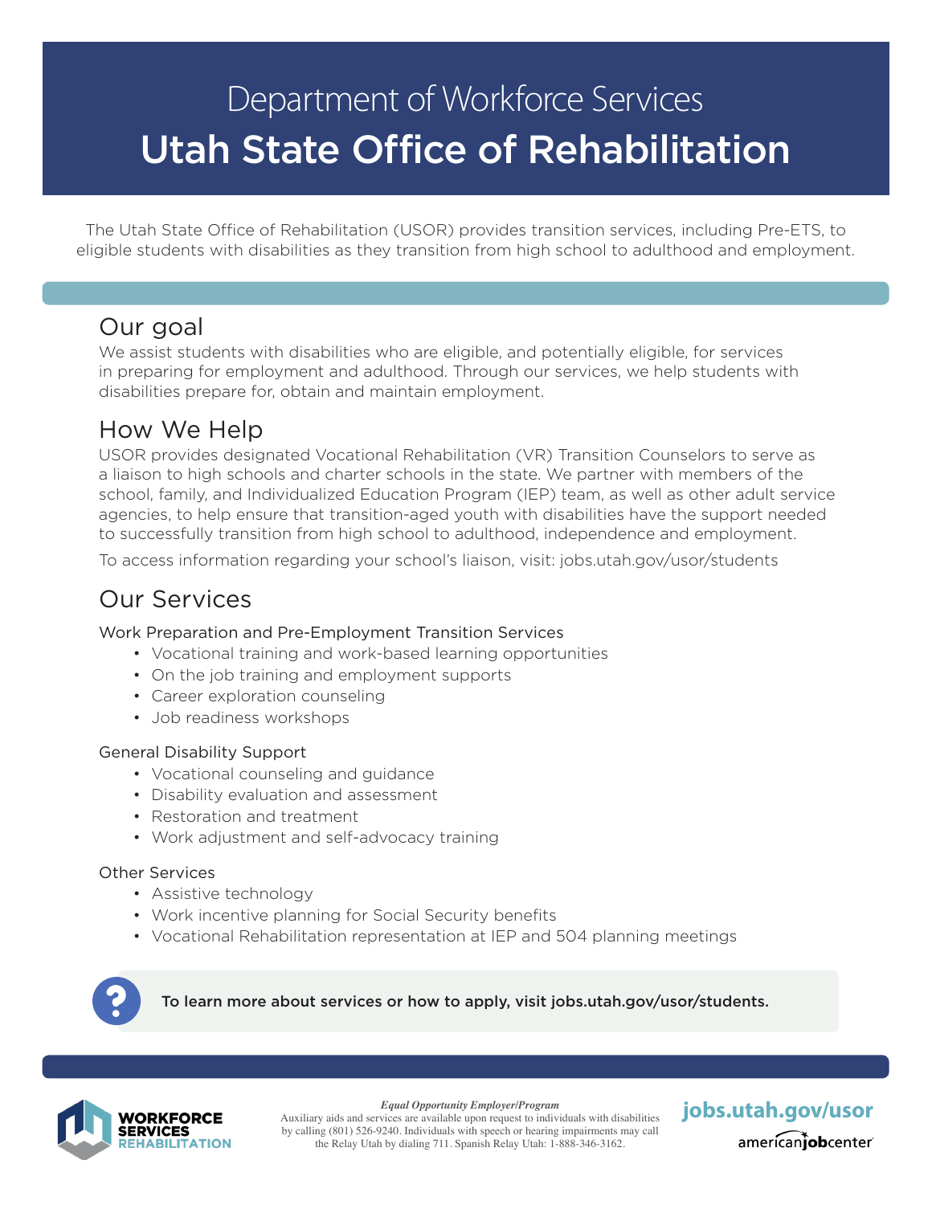# Department of Workforce Services
# Utah State Office of Rehabilitation

The Utah State Office of Rehabilitation (USOR) provides transition services, including Pre-ETS, to eligible students with disabilities as they transition from high school to adulthood and employment.

## Our goal

We assist students with disabilities who are eligible, and potentially eligible, for services in preparing for employment and adulthood. Through our services, we help students with disabilities prepare for, obtain and maintain employment.

## How We Help

USOR provides designated Vocational Rehabilitation (VR) Transition Counselors to serve as a liaison to high schools and charter schools in the state. We partner with members of the school, family, and Individualized Education Program (IEP) team, as well as other adult service agencies, to help ensure that transition-aged youth with disabilities have the support needed to successfully transition from high school to adulthood, independence and employment.

To access information regarding your school's liaison, visit: jobs.utah.gov/usor/students

## Our Services

### Work Preparation and Pre-Employment Transition Services

- Vocational training and work-based learning opportunities
- On the job training and employment supports
- Career exploration counseling
- Job readiness workshops

### General Disability Support

- Vocational counseling and guidance
- Disability evaluation and assessment
- Restoration and treatment
- Work adjustment and self-advocacy training

### Other Services

- Assistive technology
- Work incentive planning for Social Security benefits
- Vocational Rehabilitation representation at IEP and 504 planning meetings

**To learn more about services or how to apply, visit jobs.utah.gov/usor/students.**

WORKFORCE SERVICES REHABILITATION

*Equal Opportunity Employer/Program*
Auxiliary aids and services are available upon request to individuals with disabilities by calling (801) 526-9240. Individuals with speech or hearing impairments may call the Relay Utah by dialing 711. Spanish Relay Utah: 1-888-346-3162.

**jobs.utah.gov/usor**

americanjobcenter